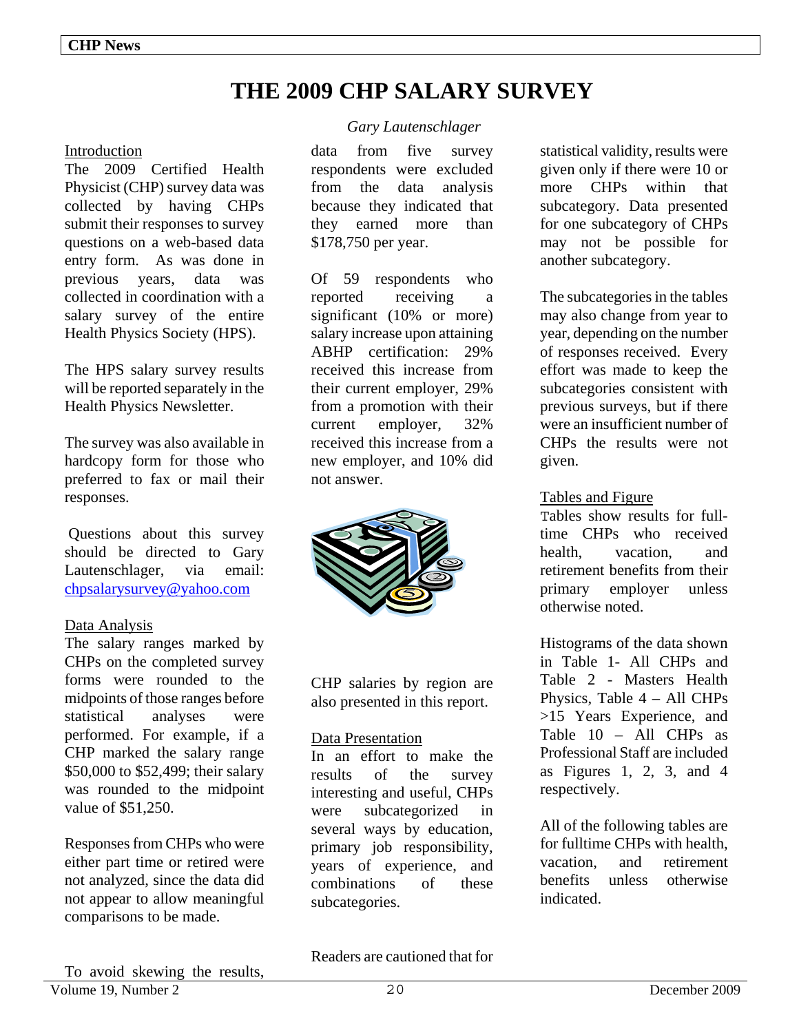# THE 2009 CHP SALARY SURVEY

*Gary Lautenschlager*

## Introduction

The 2009 Certified Health Physicist (CHP) survey data was collected by having CHPs submit their responses to survey questions on a web-based data entry form. As was done in previous years, data was collected in coordination with a salary survey of the entire Health Physics Society (HPS).

The HPS salary survey results will be reported separately in the Health Physics Newsletter.

The survey was also available in hardcopy form for those who preferred to fax or mail their responses.

Questions about this survey should be directed to Gary Lautenschlager, via email: chpsalarysurvey@yahoo.com

## Data Analysis

The salary ranges marked by CHPs on the completed survey forms were rounded to the midpoints of those ranges before statistical analyses were performed. For example, if a CHP marked the salary range \$50,000 to \$52,499; their salary was rounded to the midpoint value of \$51,250.

Responses from CHPs who were either part time or retired were not analyzed, since the data did not appear to allow meaningful comparisons to be made.

To avoid skewing the results, data from five survey respondents were excluded from the data analysis because they indicated that they earned more than \$178,750 per year.

Of 59 respondents who reported receiving a significant (10% or more) salary increase upon attaining ABHP certification: 29% received this increase from their current employer, 29% from a promotion with their current employer, 32% received this increase from a new employer, and 10% did not answer.

CHP salaries by region are also presented in this report.

## Data Presentation

In an effort to make the results of the survey interesting and useful, CHPs were subcategorized in several ways by education, primary job responsibility, years of experience, and combinations of these subcategories.

Readers are cautioned that for statistical validity, results were given only if there were 10 or more CHPs within that subcategory. Data presented for one subcategory of CHPs may not be possible for another subcategory.

The subcategories in the tables may also change from year to year, depending on the number of responses received. Every effort was made to keep the subcategories consistent with previous surveys, but if there were an insufficient number of CHPs the results were not given.

## Tables and Figure

Tables show results for full-time CHPs who received health, vacation, and retirement benefits from their primary employer unless otherwise noted.

Histograms of the data shown in Table 1- All CHPs and Table 2 - Masters Health Physics, Table 4 – All CHPs >15 Years Experience, and Table 10 – All CHPs as Professional Staff are included as Figures 1, 2, 3, and 4 respectively.

All of the following tables are for fulltime CHPs with health, vacation, and retirement benefits unless otherwise indicated.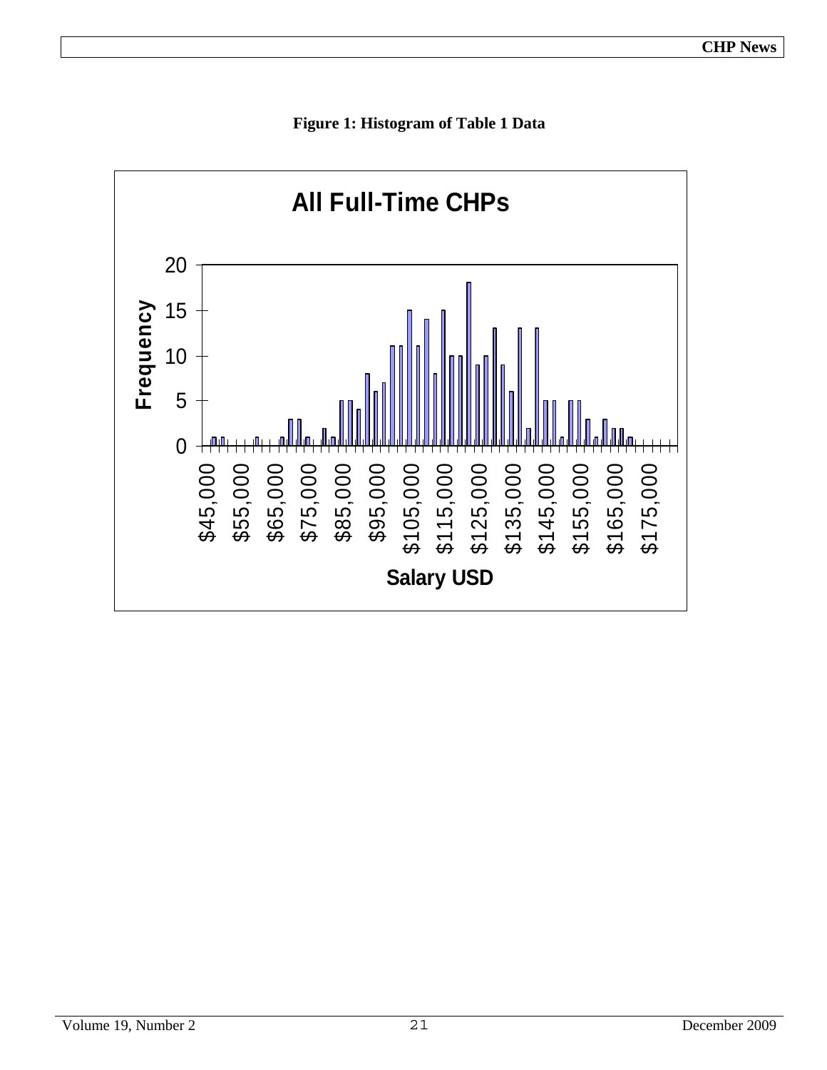**Figure 1: Histogram of Table 1 Data**

All Full-Time CHPs

Frequency

Salary USD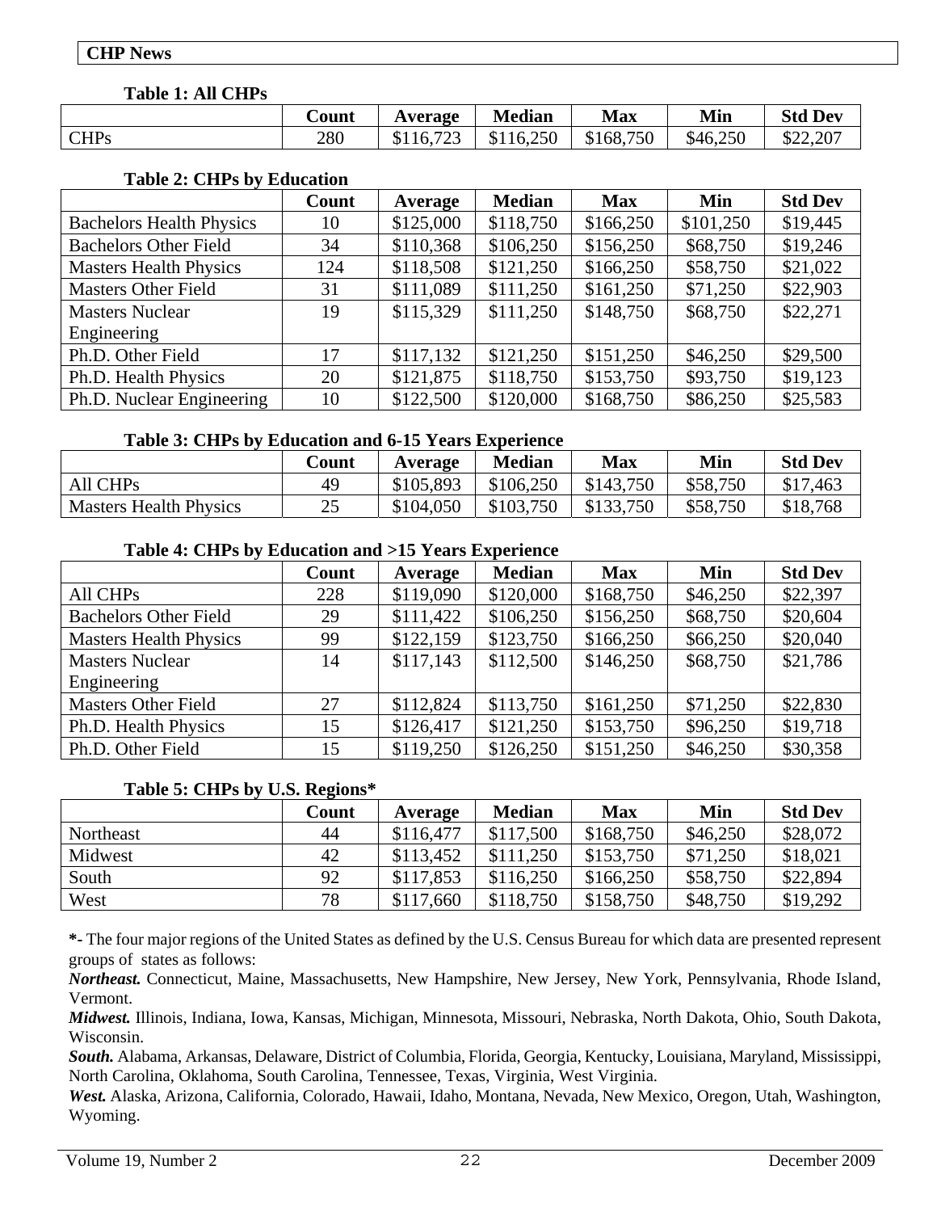**CHP News**

**Table 1: All CHPs**

| | Count | Average | Median | Max | Min | Std Dev |
|---|---|---|---|---|---|---|
| CHPs | 280 | $116,723 | $116,250 | $168,750 | $46,250 | $22,207 |

**Table 2: CHPs by Education**

| | Count | Average | Median | Max | Min | Std Dev |
|---|---|---|---|---|---|---|
| Bachelors Health Physics | 10 | $125,000 | $118,750 | $166,250 | $101,250 | $19,445 |
| Bachelors Other Field | 34 | $110,368 | $106,250 | $156,250 | $68,750 | $19,246 |
| Masters Health Physics | 124 | $118,508 | $121,250 | $166,250 | $58,750 | $21,022 |
| Masters Other Field | 31 | $111,089 | $111,250 | $161,250 | $71,250 | $22,903 |
| Masters Nuclear Engineering | 19 | $115,329 | $111,250 | $148,750 | $68,750 | $22,271 |
| Ph.D. Other Field | 17 | $117,132 | $121,250 | $151,250 | $46,250 | $29,500 |
| Ph.D. Health Physics | 20 | $121,875 | $118,750 | $153,750 | $93,750 | $19,123 |
| Ph.D. Nuclear Engineering | 10 | $122,500 | $120,000 | $168,750 | $86,250 | $25,583 |

**Table 3: CHPs by Education and 6-15 Years Experience**

| | Count | Average | Median | Max | Min | Std Dev |
|---|---|---|---|---|---|---|
| All CHPs | 49 | $105,893 | $106,250 | $143,750 | $58,750 | $17,463 |
| Masters Health Physics | 25 | $104,050 | $103,750 | $133,750 | $58,750 | $18,768 |

**Table 4: CHPs by Education and >15 Years Experience**

| | Count | Average | Median | Max | Min | Std Dev |
|---|---|---|---|---|---|---|
| All CHPs | 228 | $119,090 | $120,000 | $168,750 | $46,250 | $22,397 |
| Bachelors Other Field | 29 | $111,422 | $106,250 | $156,250 | $68,750 | $20,604 |
| Masters Health Physics | 99 | $122,159 | $123,750 | $166,250 | $66,250 | $20,040 |
| Masters Nuclear Engineering | 14 | $117,143 | $112,500 | $146,250 | $68,750 | $21,786 |
| Masters Other Field | 27 | $112,824 | $113,750 | $161,250 | $71,250 | $22,830 |
| Ph.D. Health Physics | 15 | $126,417 | $121,250 | $153,750 | $96,250 | $19,718 |
| Ph.D. Other Field | 15 | $119,250 | $126,250 | $151,250 | $46,250 | $30,358 |

**Table 5: CHPs by U.S. Regions***

| | Count | Average | Median | Max | Min | Std Dev |
|---|---|---|---|---|---|---|
| Northeast | 44 | $116,477 | $117,500 | $168,750 | $46,250 | $28,072 |
| Midwest | 42 | $113,452 | $111,250 | $153,750 | $71,250 | $18,021 |
| South | 92 | $117,853 | $116,250 | $166,250 | $58,750 | $22,894 |
| West | 78 | $117,660 | $118,750 | $158,750 | $48,750 | $19,292 |

**\*-** The four major regions of the United States as defined by the U.S. Census Bureau for which data are presented represent groups of states as follows:

***Northeast.*** Connecticut, Maine, Massachusetts, New Hampshire, New Jersey, New York, Pennsylvania, Rhode Island, Vermont.

***Midwest.*** Illinois, Indiana, Iowa, Kansas, Michigan, Minnesota, Missouri, Nebraska, North Dakota, Ohio, South Dakota, Wisconsin.

***South.*** Alabama, Arkansas, Delaware, District of Columbia, Florida, Georgia, Kentucky, Louisiana, Maryland, Mississippi, North Carolina, Oklahoma, South Carolina, Tennessee, Texas, Virginia, West Virginia.

***West.*** Alaska, Arizona, California, Colorado, Hawaii, Idaho, Montana, Nevada, New Mexico, Oregon, Utah, Washington, Wyoming.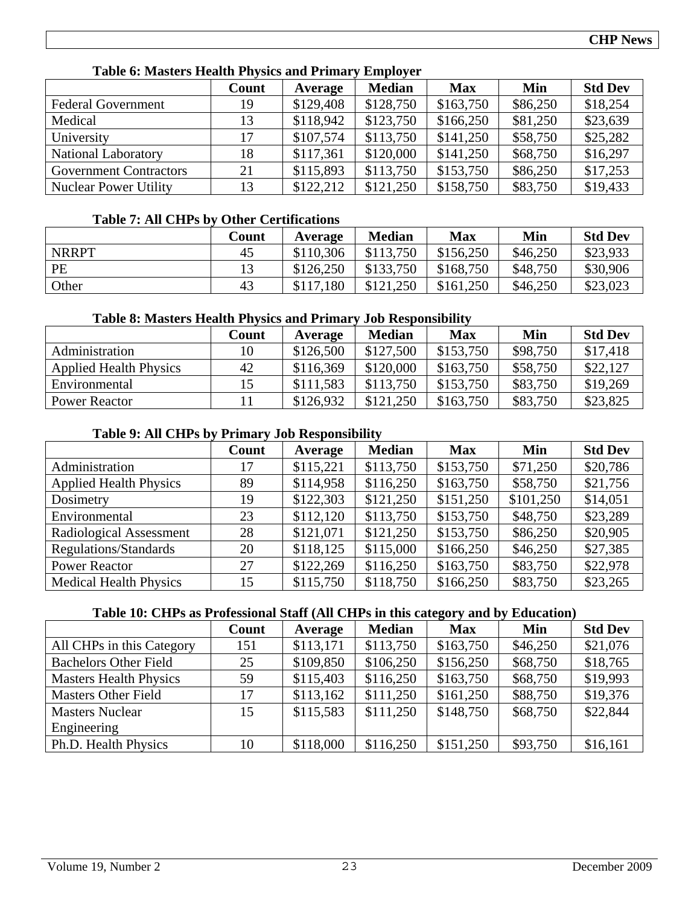**Table 6: Masters Health Physics and Primary Employer**

| | Count | Average | Median | Max | Min | Std Dev |
|---|---|---|---|---|---|---|
| Federal Government | 19 | $129,408 | $128,750 | $163,750 | $86,250 | $18,254 |
| Medical | 13 | $118,942 | $123,750 | $166,250 | $81,250 | $23,639 |
| University | 17 | $107,574 | $113,750 | $141,250 | $58,750 | $25,282 |
| National Laboratory | 18 | $117,361 | $120,000 | $141,250 | $68,750 | $16,297 |
| Government Contractors | 21 | $115,893 | $113,750 | $153,750 | $86,250 | $17,253 |
| Nuclear Power Utility | 13 | $122,212 | $121,250 | $158,750 | $83,750 | $19,433 |

**Table 7: All CHPs by Other Certifications**

| | Count | Average | Median | Max | Min | Std Dev |
|---|---|---|---|---|---|---|
| NRRPT | 45 | $110,306 | $113,750 | $156,250 | $46,250 | $23,933 |
| PE | 13 | $126,250 | $133,750 | $168,750 | $48,750 | $30,906 |
| Other | 43 | $117,180 | $121,250 | $161,250 | $46,250 | $23,023 |

**Table 8: Masters Health Physics and Primary Job Responsibility**

| | Count | Average | Median | Max | Min | Std Dev |
|---|---|---|---|---|---|---|
| Administration | 10 | $126,500 | $127,500 | $153,750 | $98,750 | $17,418 |
| Applied Health Physics | 42 | $116,369 | $120,000 | $163,750 | $58,750 | $22,127 |
| Environmental | 15 | $111,583 | $113,750 | $153,750 | $83,750 | $19,269 |
| Power Reactor | 11 | $126,932 | $121,250 | $163,750 | $83,750 | $23,825 |

**Table 9: All CHPs by Primary Job Responsibility**

| | Count | Average | Median | Max | Min | Std Dev |
|---|---|---|---|---|---|---|
| Administration | 17 | $115,221 | $113,750 | $153,750 | $71,250 | $20,786 |
| Applied Health Physics | 89 | $114,958 | $116,250 | $163,750 | $58,750 | $21,756 |
| Dosimetry | 19 | $122,303 | $121,250 | $151,250 | $101,250 | $14,051 |
| Environmental | 23 | $112,120 | $113,750 | $153,750 | $48,750 | $23,289 |
| Radiological Assessment | 28 | $121,071 | $121,250 | $153,750 | $86,250 | $20,905 |
| Regulations/Standards | 20 | $118,125 | $115,000 | $166,250 | $46,250 | $27,385 |
| Power Reactor | 27 | $122,269 | $116,250 | $163,750 | $83,750 | $22,978 |
| Medical Health Physics | 15 | $115,750 | $118,750 | $166,250 | $83,750 | $23,265 |

**Table 10: CHPs as Professional Staff (All CHPs in this category and by Education)**

| | Count | Average | Median | Max | Min | Std Dev |
|---|---|---|---|---|---|---|
| All CHPs in this Category | 151 | $113,171 | $113,750 | $163,750 | $46,250 | $21,076 |
| Bachelors Other Field | 25 | $109,850 | $106,250 | $156,250 | $68,750 | $18,765 |
| Masters Health Physics | 59 | $115,403 | $116,250 | $163,750 | $68,750 | $19,993 |
| Masters Other Field | 17 | $113,162 | $111,250 | $161,250 | $88,750 | $19,376 |
| Masters Nuclear Engineering | 15 | $115,583 | $111,250 | $148,750 | $68,750 | $22,844 |
| Ph.D. Health Physics | 10 | $118,000 | $116,250 | $151,250 | $93,750 | $16,161 |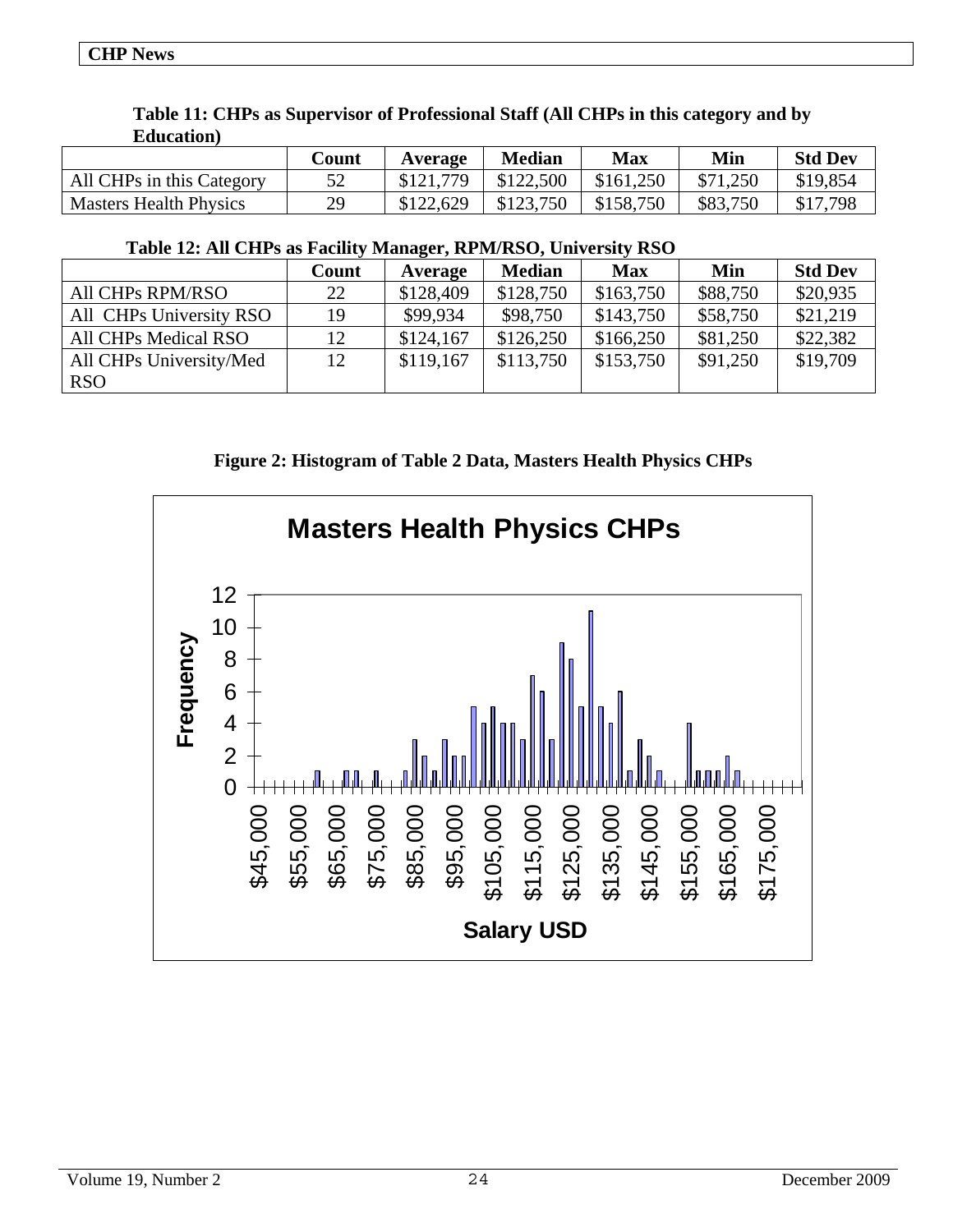**Table 11: CHPs as Supervisor of Professional Staff (All CHPs in this category and by Education)**

| | Count | Average | Median | Max | Min | Std Dev |
|---|---|---|---|---|---|---|
| All CHPs in this Category | 52 | $121,779 | $122,500 | $161,250 | $71,250 | $19,854 |
| Masters Health Physics | 29 | $122,629 | $123,750 | $158,750 | $83,750 | $17,798 |

**Table 12: All CHPs as Facility Manager, RPM/RSO, University RSO**

| | Count | Average | Median | Max | Min | Std Dev |
|---|---|---|---|---|---|---|
| All CHPs RPM/RSO | 22 | $128,409 | $128,750 | $163,750 | $88,750 | $20,935 |
| All CHPs University RSO | 19 | $99,934 | $98,750 | $143,750 | $58,750 | $21,219 |
| All CHPs Medical RSO | 12 | $124,167 | $126,250 | $166,250 | $81,250 | $22,382 |
| All CHPs University/Med RSO | 12 | $119,167 | $113,750 | $153,750 | $91,250 | $19,709 |

**Figure 2: Histogram of Table 2 Data, Masters Health Physics CHPs**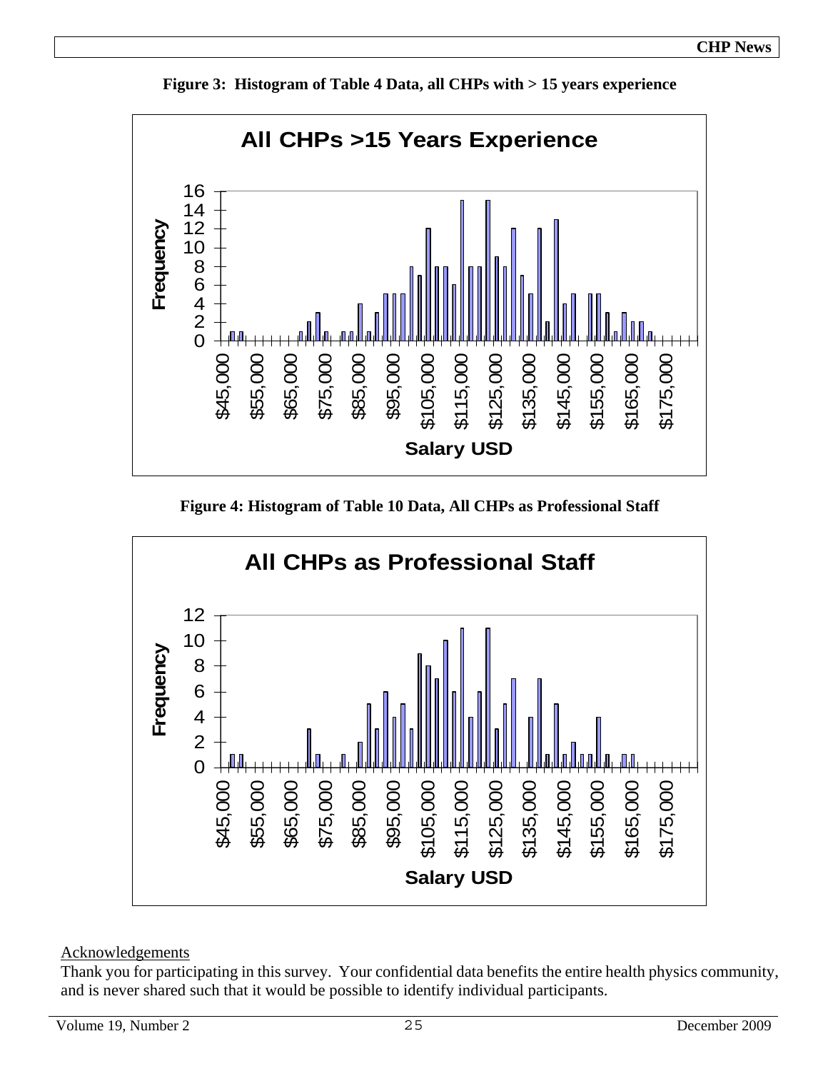**Figure 3: Histogram of Table 4 Data, all CHPs with > 15 years experience**

All CHPs >15 Years Experience

Frequency

0
2
4
6
8
10
12
14
16

$45,000
$55,000
$65,000
$75,000
$85,000
$95,000
$105,000
$115,000
$125,000
$135,000
$145,000
$155,000
$165,000
$175,000

Salary USD

**Figure 4: Histogram of Table 10 Data, All CHPs as Professional Staff**

All CHPs as Professional Staff

Frequency

0
2
4
6
8
10
12

$45,000
$55,000
$65,000
$75,000
$85,000
$95,000
$105,000
$115,000
$125,000
$135,000
$145,000
$155,000
$165,000
$175,000

Salary USD

Acknowledgements

Thank you for participating in this survey. Your confidential data benefits the entire health physics community, and is never shared such that it would be possible to identify individual participants.